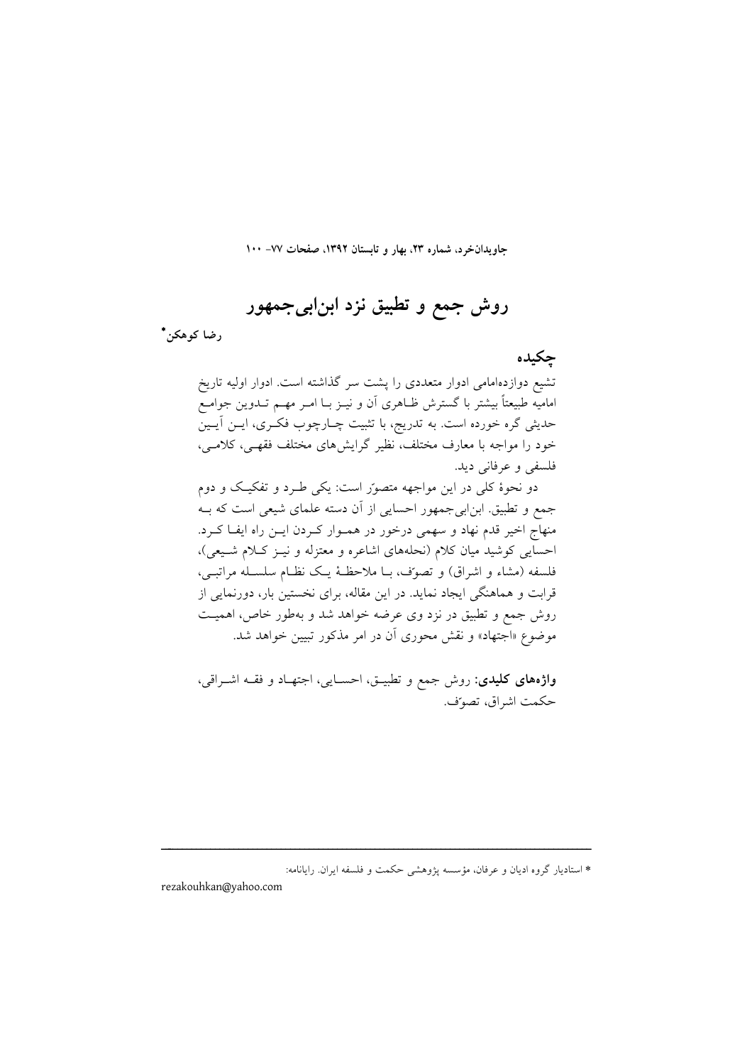# روش جمع و تطبیق نزد ابن‌ابی‌جمهور

**رضا کوهکن***

## چکیده

تشیع دوازده‌امامی ادوار متعددی را پشت سر گذاشته است. ادوار اولیه تاریخ امامیه طبیعتاً بیشتر با گسترش ظاهری آن و نیز با امر مهم تدوین جوامع حدیثی گره خورده است. به تدریج، با تثبیت چارچوب فکری، این آیین خود را مواجه با معارف مختلف، نظیر گرایش‌های مختلف فقهی، کلامی، فلسفی و عرفانی دید.

دو نحوهٔ کلی در این مواجهه متصوّر است: یکی طرد و تفکیک و دوم جمع و تطبیق. ابن‌ابی‌جمهور احسایی از آن دسته علمای شیعی است که به منهاج اخیر قدم نهاد و سهمی درخور در هموار کردن این راه ایفا کرد. احسایی کوشید میان کلام (نحله‌های اشاعره و معتزله و نیز کلام شیعی)، فلسفه (مشاء و اشراق) و تصوّف، با ملاحظهٔ یک نظام سلسله مراتبی، قرابت و هماهنگی ایجاد نماید. در این مقاله، برای نخستین بار، دورنمایی از روش جمع و تطبیق در نزد وی عرضه خواهد شد و به‌طور خاص، اهمیت موضوع «اجتهاد» و نقش محوری آن در امر مذکور تبیین خواهد شد.

**واژه‌های کلیدی:** روش جمع و تطبیق، احسایی، اجتهاد و فقه اشراقی، حکمت اشراق، تصوّف.

---

* استادیار گروه ادیان و عرفان، مؤسسه پژوهشی حکمت و فلسفه ایران. رایانامه:
rezakouhkan@yahoo.com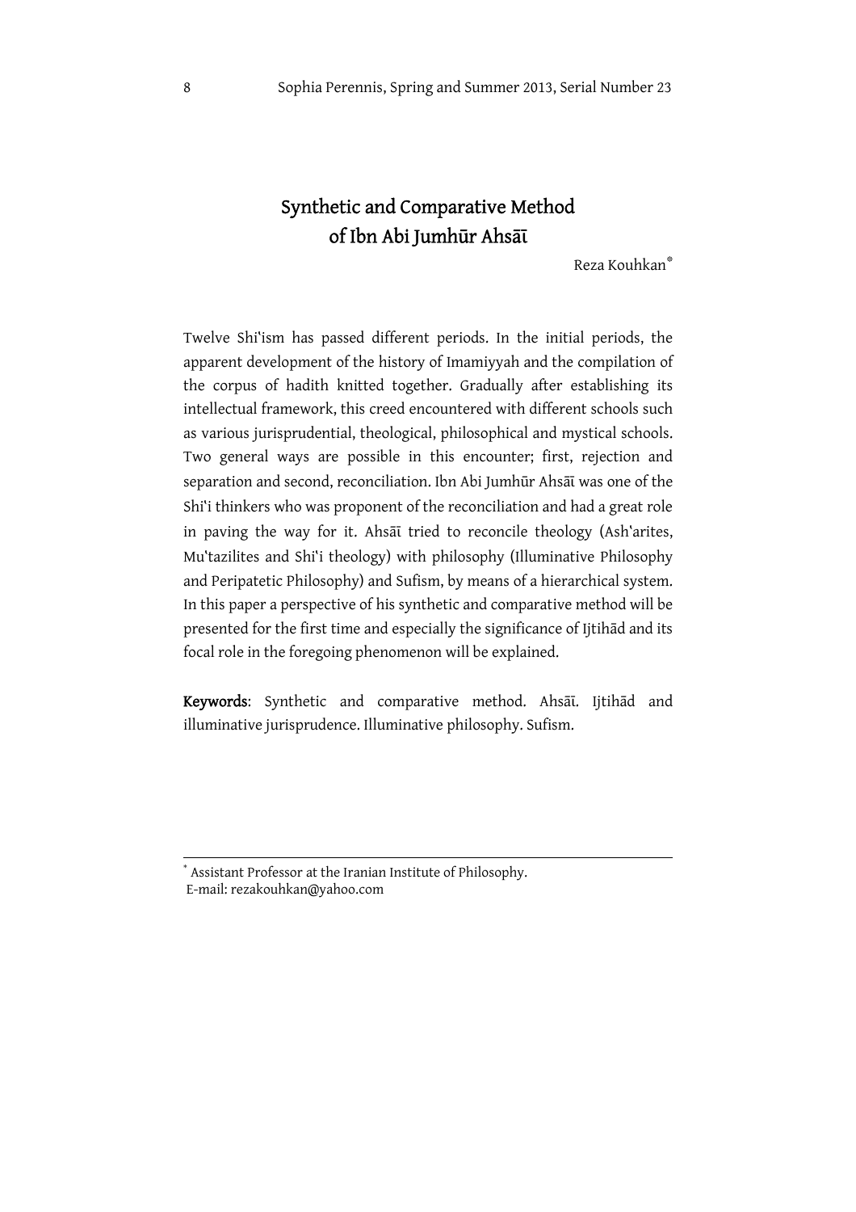# Synthetic and Comparative Method of Ibn Abi Jumhūr Ahsāī

Reza Kouhkan*

Twelve Shi'ism has passed different periods. In the initial periods, the apparent development of the history of Imamiyyah and the compilation of the corpus of hadith knitted together. Gradually after establishing its intellectual framework, this creed encountered with different schools such as various jurisprudential, theological, philosophical and mystical schools. Two general ways are possible in this encounter; first, rejection and separation and second, reconciliation. Ibn Abi Jumhūr Ahsāī was one of the Shi'i thinkers who was proponent of the reconciliation and had a great role in paving the way for it. Ahsāī tried to reconcile theology (Ash'arites, Mu'tazilites and Shi'i theology) with philosophy (Illuminative Philosophy and Peripatetic Philosophy) and Sufism, by means of a hierarchical system. In this paper a perspective of his synthetic and comparative method will be presented for the first time and especially the significance of Ijtihād and its focal role in the foregoing phenomenon will be explained.

**Keywords**: Synthetic and comparative method. Ahsāī. Ijtihād and illuminative jurisprudence. Illuminative philosophy. Sufism.

---

* Assistant Professor at the Iranian Institute of Philosophy.
E-mail: rezakouhkan@yahoo.com